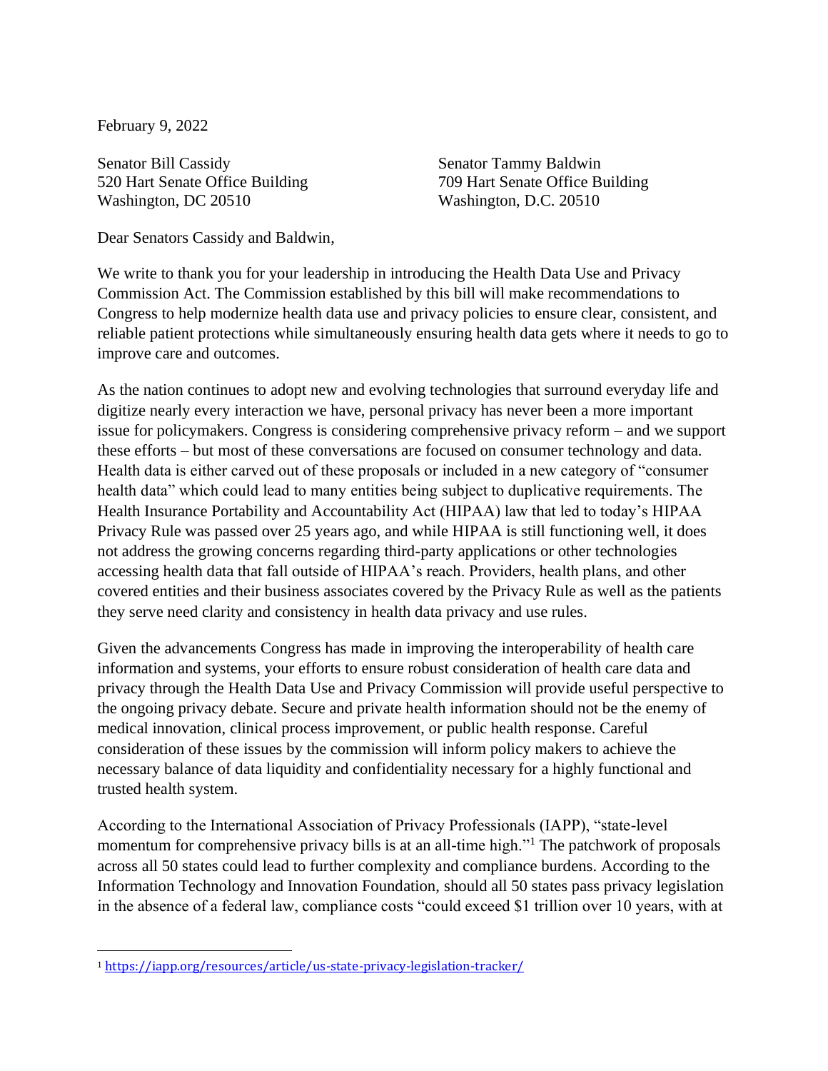February 9, 2022

Senator Bill Cassidy
520 Hart Senate Office Building
Washington, DC 20510

Senator Tammy Baldwin
709 Hart Senate Office Building
Washington, D.C. 20510

Dear Senators Cassidy and Baldwin,

We write to thank you for your leadership in introducing the Health Data Use and Privacy Commission Act. The Commission established by this bill will make recommendations to Congress to help modernize health data use and privacy policies to ensure clear, consistent, and reliable patient protections while simultaneously ensuring health data gets where it needs to go to improve care and outcomes.

As the nation continues to adopt new and evolving technologies that surround everyday life and digitize nearly every interaction we have, personal privacy has never been a more important issue for policymakers. Congress is considering comprehensive privacy reform – and we support these efforts – but most of these conversations are focused on consumer technology and data. Health data is either carved out of these proposals or included in a new category of "consumer health data" which could lead to many entities being subject to duplicative requirements. The Health Insurance Portability and Accountability Act (HIPAA) law that led to today's HIPAA Privacy Rule was passed over 25 years ago, and while HIPAA is still functioning well, it does not address the growing concerns regarding third-party applications or other technologies accessing health data that fall outside of HIPAA's reach. Providers, health plans, and other covered entities and their business associates covered by the Privacy Rule as well as the patients they serve need clarity and consistency in health data privacy and use rules.

Given the advancements Congress has made in improving the interoperability of health care information and systems, your efforts to ensure robust consideration of health care data and privacy through the Health Data Use and Privacy Commission will provide useful perspective to the ongoing privacy debate. Secure and private health information should not be the enemy of medical innovation, clinical process improvement, or public health response. Careful consideration of these issues by the commission will inform policy makers to achieve the necessary balance of data liquidity and confidentiality necessary for a highly functional and trusted health system.

According to the International Association of Privacy Professionals (IAPP), "state-level momentum for comprehensive privacy bills is at an all-time high."[1] The patchwork of proposals across all 50 states could lead to further complexity and compliance burdens. According to the Information Technology and Innovation Foundation, should all 50 states pass privacy legislation in the absence of a federal law, compliance costs "could exceed $1 trillion over 10 years, with at

[1] https://iapp.org/resources/article/us-state-privacy-legislation-tracker/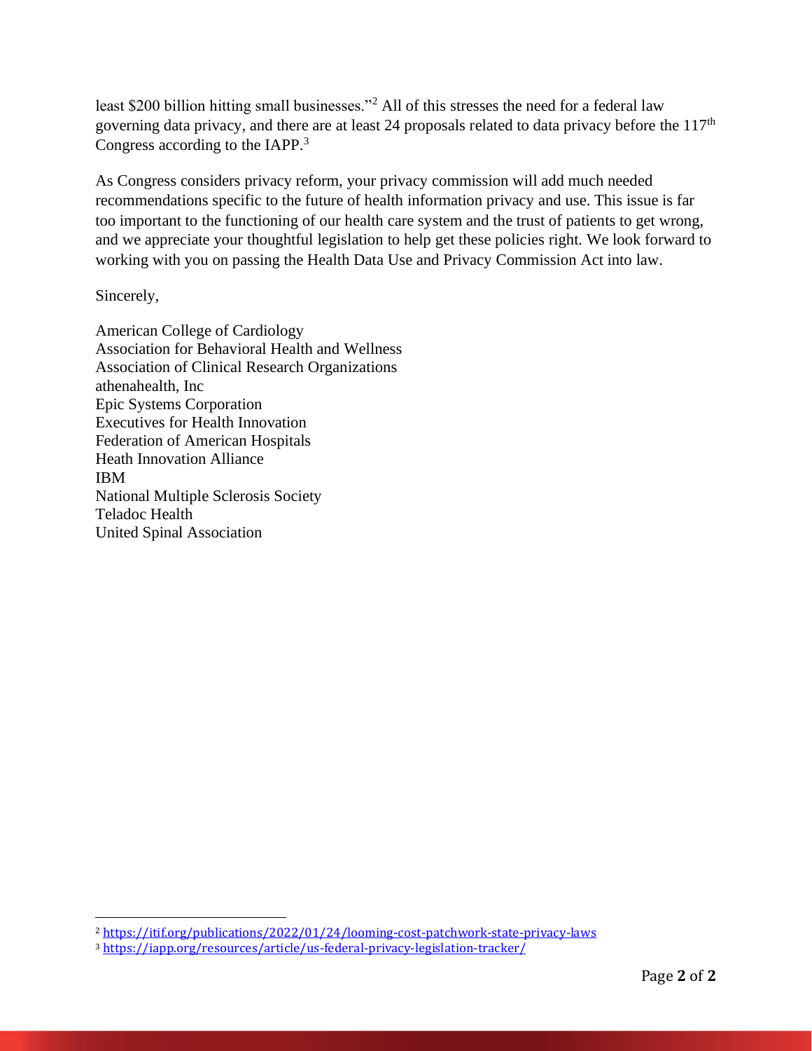least $200 billion hitting small businesses."[2] All of this stresses the need for a federal law governing data privacy, and there are at least 24 proposals related to data privacy before the 117th Congress according to the IAPP.[3]

As Congress considers privacy reform, your privacy commission will add much needed recommendations specific to the future of health information privacy and use. This issue is far too important to the functioning of our health care system and the trust of patients to get wrong, and we appreciate your thoughtful legislation to help get these policies right. We look forward to working with you on passing the Health Data Use and Privacy Commission Act into law.

Sincerely,

American College of Cardiology
Association for Behavioral Health and Wellness
Association of Clinical Research Organizations
athenahealth, Inc
Epic Systems Corporation
Executives for Health Innovation
Federation of American Hospitals
Heath Innovation Alliance
IBM
National Multiple Sclerosis Society
Teladoc Health
United Spinal Association

---

[2] https://itif.org/publications/2022/01/24/looming-cost-patchwork-state-privacy-laws

[3] https://iapp.org/resources/article/us-federal-privacy-legislation-tracker/